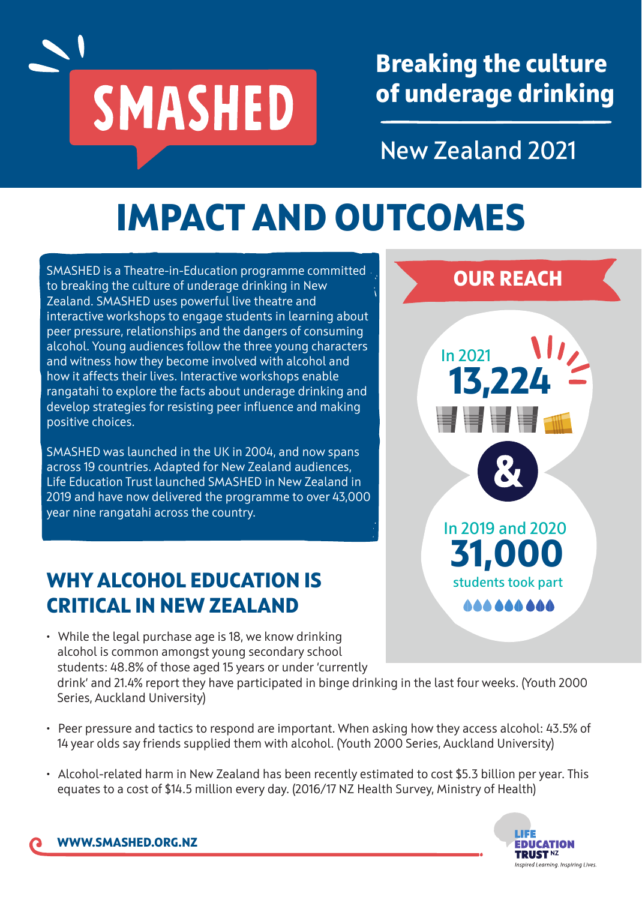# SMASHED

**Breaking the culture of underage drinking**

New Zealand 2021

# IMPACT AND OUTCOMES

SMASHED is a Theatre-in-Education programme committed to breaking the culture of underage drinking in New Zealand. SMASHED uses powerful live theatre and interactive workshops to engage students in learning about peer pressure, relationships and the dangers of consuming alcohol. Young audiences follow the three young characters and witness how they become involved with alcohol and how it affects their lives. Interactive workshops enable rangatahi to explore the facts about underage drinking and develop strategies for resisting peer influence and making positive choices.

SMASHED was launched in the UK in 2004, and now spans across 19 countries. Adapted for New Zealand audiences, Life Education Trust launched SMASHED in New Zealand in 2019 and have now delivered the programme to over 43,000 year nine rangatahi across the country.

## OUR REACH

In 2021
**13,224**

&

In 2019 and 2020
**31,000**
students took part

## WHY ALCOHOL EDUCATION IS CRITICAL IN NEW ZEALAND

- While the legal purchase age is 18, we know drinking alcohol is common amongst young secondary school students: 48.8% of those aged 15 years or under 'currently drink' and 21.4% report they have participated in binge drinking in the last four weeks. (Youth 2000 Series, Auckland University)
- Peer pressure and tactics to respond are important. When asking how they access alcohol: 43.5% of 14 year olds say friends supplied them with alcohol. (Youth 2000 Series, Auckland University)
- Alcohol-related harm in New Zealand has been recently estimated to cost $5.3 billion per year. This equates to a cost of $14.5 million every day. (2016/17 NZ Health Survey, Ministry of Health)

WWW.SMASHED.ORG.NZ

LIFE EDUCATION TRUST NZ
*Inspired Learning. Inspiring Lives.*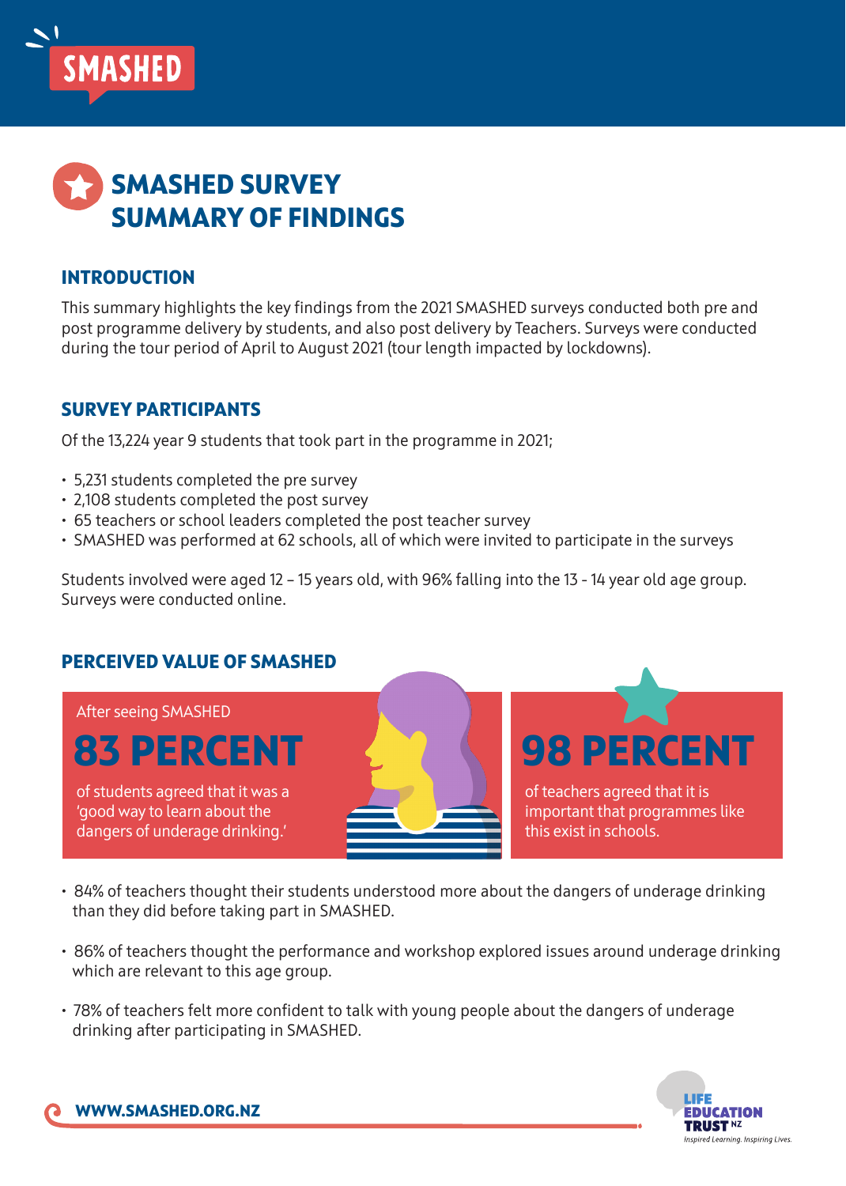# SMASHED SURVEY SUMMARY OF FINDINGS

## INTRODUCTION

This summary highlights the key findings from the 2021 SMASHED surveys conducted both pre and post programme delivery by students, and also post delivery by Teachers. Surveys were conducted during the tour period of April to August 2021 (tour length impacted by lockdowns).

## SURVEY PARTICIPANTS

Of the 13,224 year 9 students that took part in the programme in 2021;

- 5,231 students completed the pre survey
- 2,108 students completed the post survey
- 65 teachers or school leaders completed the post teacher survey
- SMASHED was performed at 62 schools, all of which were invited to participate in the surveys

Students involved were aged 12 – 15 years old, with 96% falling into the 13 - 14 year old age group. Surveys were conducted online.

## PERCEIVED VALUE OF SMASHED

After seeing SMASHED

**83 PERCENT**

of students agreed that it was a 'good way to learn about the dangers of underage drinking.'

**98 PERCENT**

of teachers agreed that it is important that programmes like this exist in schools.

- 84% of teachers thought their students understood more about the dangers of underage drinking than they did before taking part in SMASHED.
- 86% of teachers thought the performance and workshop explored issues around underage drinking which are relevant to this age group.
- 78% of teachers felt more confident to talk with young people about the dangers of underage drinking after participating in SMASHED.

WWW.SMASHED.ORG.NZ

LIFE EDUCATION TRUST NZ
*Inspired Learning. Inspiring Lives.*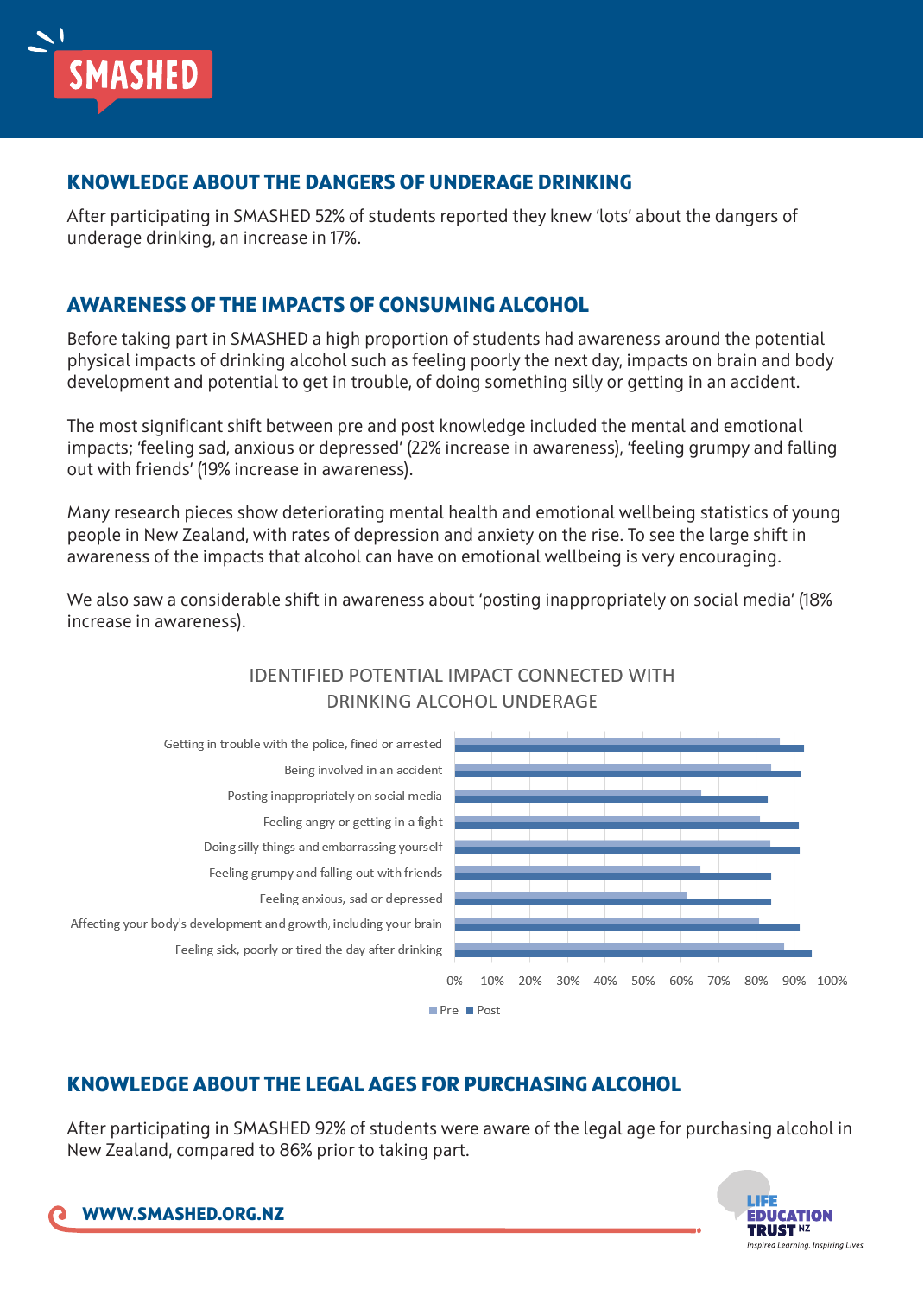## KNOWLEDGE ABOUT THE DANGERS OF UNDERAGE DRINKING

After participating in SMASHED 52% of students reported they knew 'lots' about the dangers of underage drinking, an increase in 17%.

## AWARENESS OF THE IMPACTS OF CONSUMING ALCOHOL

Before taking part in SMASHED a high proportion of students had awareness around the potential physical impacts of drinking alcohol such as feeling poorly the next day, impacts on brain and body development and potential to get in trouble, of doing something silly or getting in an accident.

The most significant shift between pre and post knowledge included the mental and emotional impacts; 'feeling sad, anxious or depressed' (22% increase in awareness), 'feeling grumpy and falling out with friends' (19% increase in awareness).

Many research pieces show deteriorating mental health and emotional wellbeing statistics of young people in New Zealand, with rates of depression and anxiety on the rise. To see the large shift in awareness of the impacts that alcohol can have on emotional wellbeing is very encouraging.

We also saw a considerable shift in awareness about 'posting inappropriately on social media' (18% increase in awareness).

IDENTIFIED POTENTIAL IMPACT CONNECTED WITH DRINKING ALCOHOL UNDERAGE

- Getting in trouble with the police, fined or arrested
- Being involved in an accident
- Posting inappropriately on social media
- Feeling angry or getting in a fight
- Doing silly things and embarrassing yourself
- Feeling grumpy and falling out with friends
- Feeling anxious, sad or depressed
- Affecting your body's development and growth, including your brain
- Feeling sick, poorly or tired the day after drinking

0% 10% 20% 30% 40% 50% 60% 70% 80% 90% 100%

Pre Post

## KNOWLEDGE ABOUT THE LEGAL AGES FOR PURCHASING ALCOHOL

After participating in SMASHED 92% of students were aware of the legal age for purchasing alcohol in New Zealand, compared to 86% prior to taking part.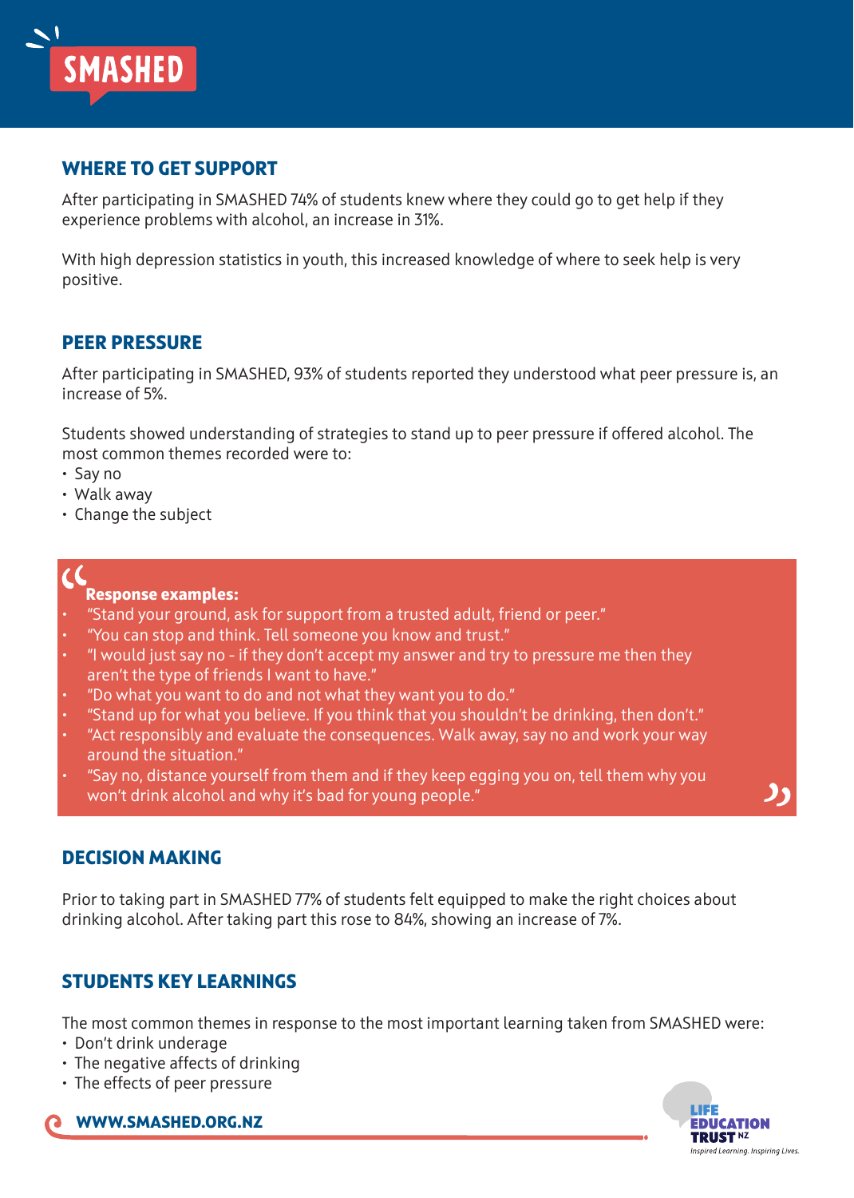## WHERE TO GET SUPPORT

After participating in SMASHED 74% of students knew where they could go to get help if they experience problems with alcohol, an increase in 31%.

With high depression statistics in youth, this increased knowledge of where to seek help is very positive.

## PEER PRESSURE

After participating in SMASHED, 93% of students reported they understood what peer pressure is, an increase of 5%.

Students showed understanding of strategies to stand up to peer pressure if offered alcohol. The most common themes recorded were to:

- Say no
- Walk away
- Change the subject

**Response examples:**

- "Stand your ground, ask for support from a trusted adult, friend or peer."
- "You can stop and think. Tell someone you know and trust."
- "I would just say no - if they don't accept my answer and try to pressure me then they aren't the type of friends I want to have."
- "Do what you want to do and not what they want you to do."
- "Stand up for what you believe. If you think that you shouldn't be drinking, then don't."
- "Act responsibly and evaluate the consequences. Walk away, say no and work your way around the situation."
- "Say no, distance yourself from them and if they keep egging you on, tell them why you won't drink alcohol and why it's bad for young people."

## DECISION MAKING

Prior to taking part in SMASHED 77% of students felt equipped to make the right choices about drinking alcohol. After taking part this rose to 84%, showing an increase of 7%.

## STUDENTS KEY LEARNINGS

The most common themes in response to the most important learning taken from SMASHED were:

- Don't drink underage
- The negative affects of drinking
- The effects of peer pressure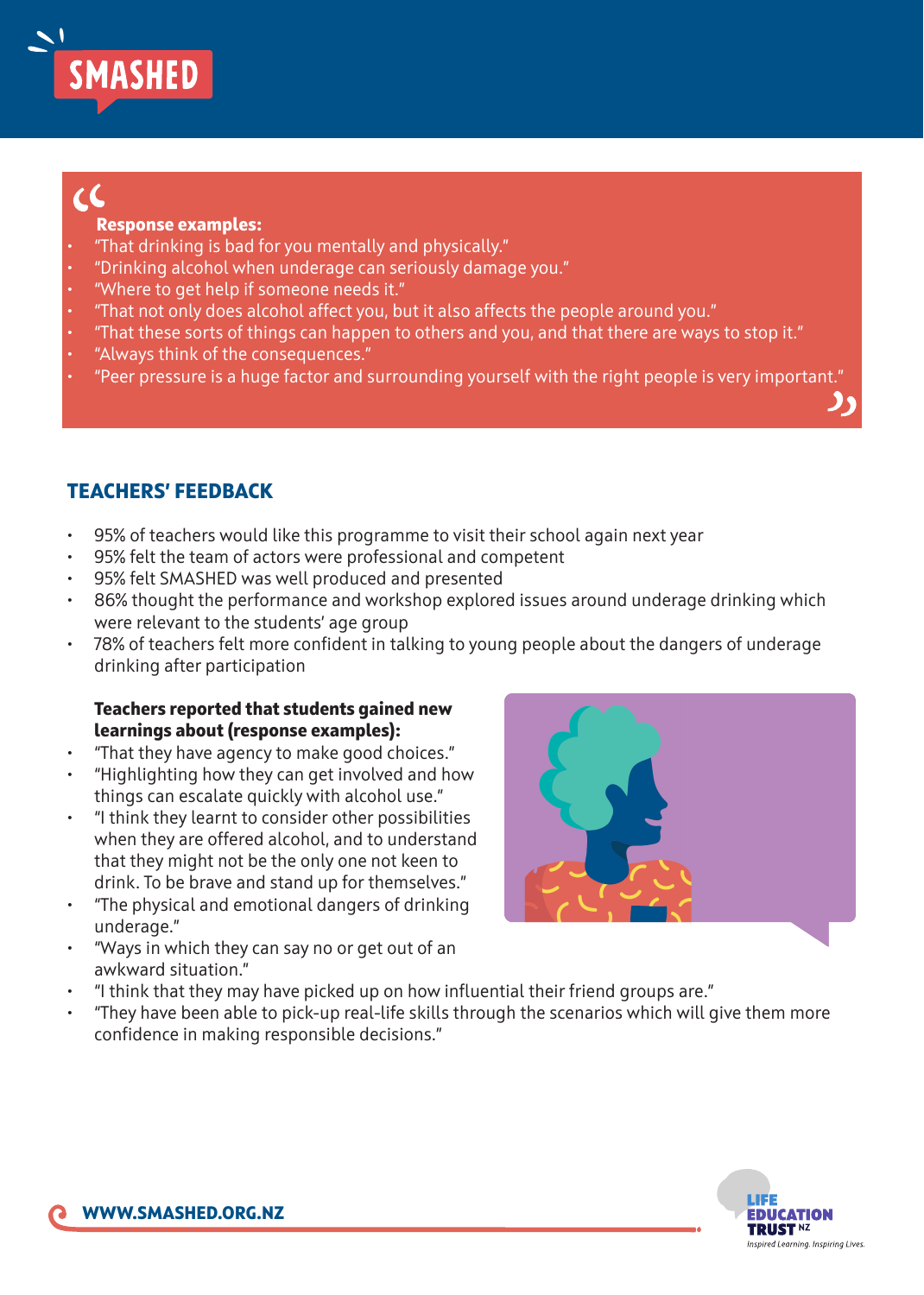**Response examples:**

- "That drinking is bad for you mentally and physically."
- "Drinking alcohol when underage can seriously damage you."
- "Where to get help if someone needs it."
- "That not only does alcohol affect you, but it also affects the people around you."
- "That these sorts of things can happen to others and you, and that there are ways to stop it."
- "Always think of the consequences."
- "Peer pressure is a huge factor and surrounding yourself with the right people is very important."

## TEACHERS' FEEDBACK

- 95% of teachers would like this programme to visit their school again next year
- 95% felt the team of actors were professional and competent
- 95% felt SMASHED was well produced and presented
- 86% thought the performance and workshop explored issues around underage drinking which were relevant to the students' age group
- 78% of teachers felt more confident in talking to young people about the dangers of underage drinking after participation

**Teachers reported that students gained new learnings about (response examples):**

- "That they have agency to make good choices."
- "Highlighting how they can get involved and how things can escalate quickly with alcohol use."
- "I think they learnt to consider other possibilities when they are offered alcohol, and to understand that they might not be the only one not keen to drink. To be brave and stand up for themselves."
- "The physical and emotional dangers of drinking underage."
- "Ways in which they can say no or get out of an awkward situation."
- "I think that they may have picked up on how influential their friend groups are."
- "They have been able to pick-up real-life skills through the scenarios which will give them more confidence in making responsible decisions."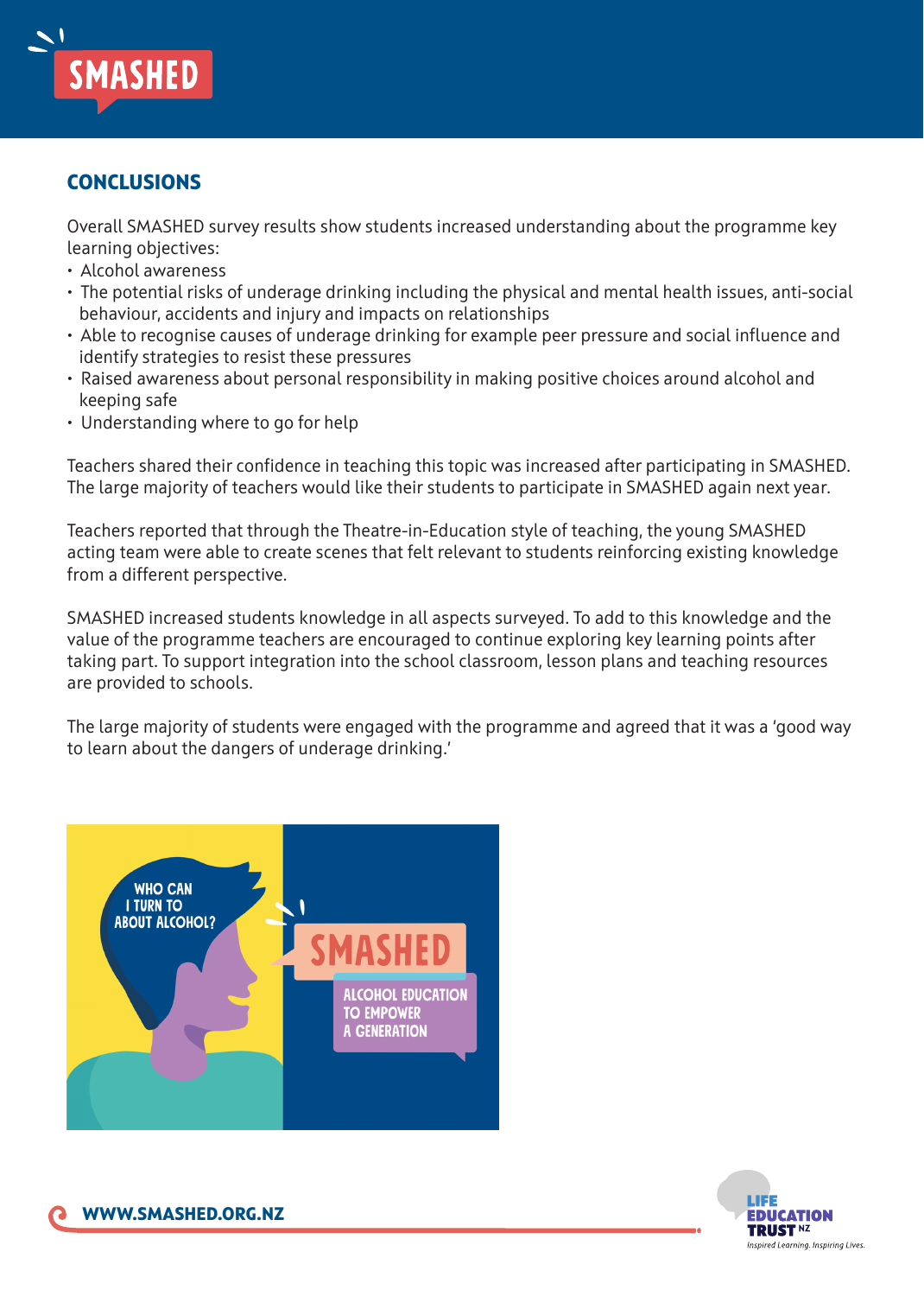## CONCLUSIONS

Overall SMASHED survey results show students increased understanding about the programme key learning objectives:

- Alcohol awareness
- The potential risks of underage drinking including the physical and mental health issues, anti-social behaviour, accidents and injury and impacts on relationships
- Able to recognise causes of underage drinking for example peer pressure and social influence and identify strategies to resist these pressures
- Raised awareness about personal responsibility in making positive choices around alcohol and keeping safe
- Understanding where to go for help

Teachers shared their confidence in teaching this topic was increased after participating in SMASHED. The large majority of teachers would like their students to participate in SMASHED again next year.

Teachers reported that through the Theatre-in-Education style of teaching, the young SMASHED acting team were able to create scenes that felt relevant to students reinforcing existing knowledge from a different perspective.

SMASHED increased students knowledge in all aspects surveyed. To add to this knowledge and the value of the programme teachers are encouraged to continue exploring key learning points after taking part. To support integration into the school classroom, lesson plans and teaching resources are provided to schools.

The large majority of students were engaged with the programme and agreed that it was a 'good way to learn about the dangers of underage drinking.'